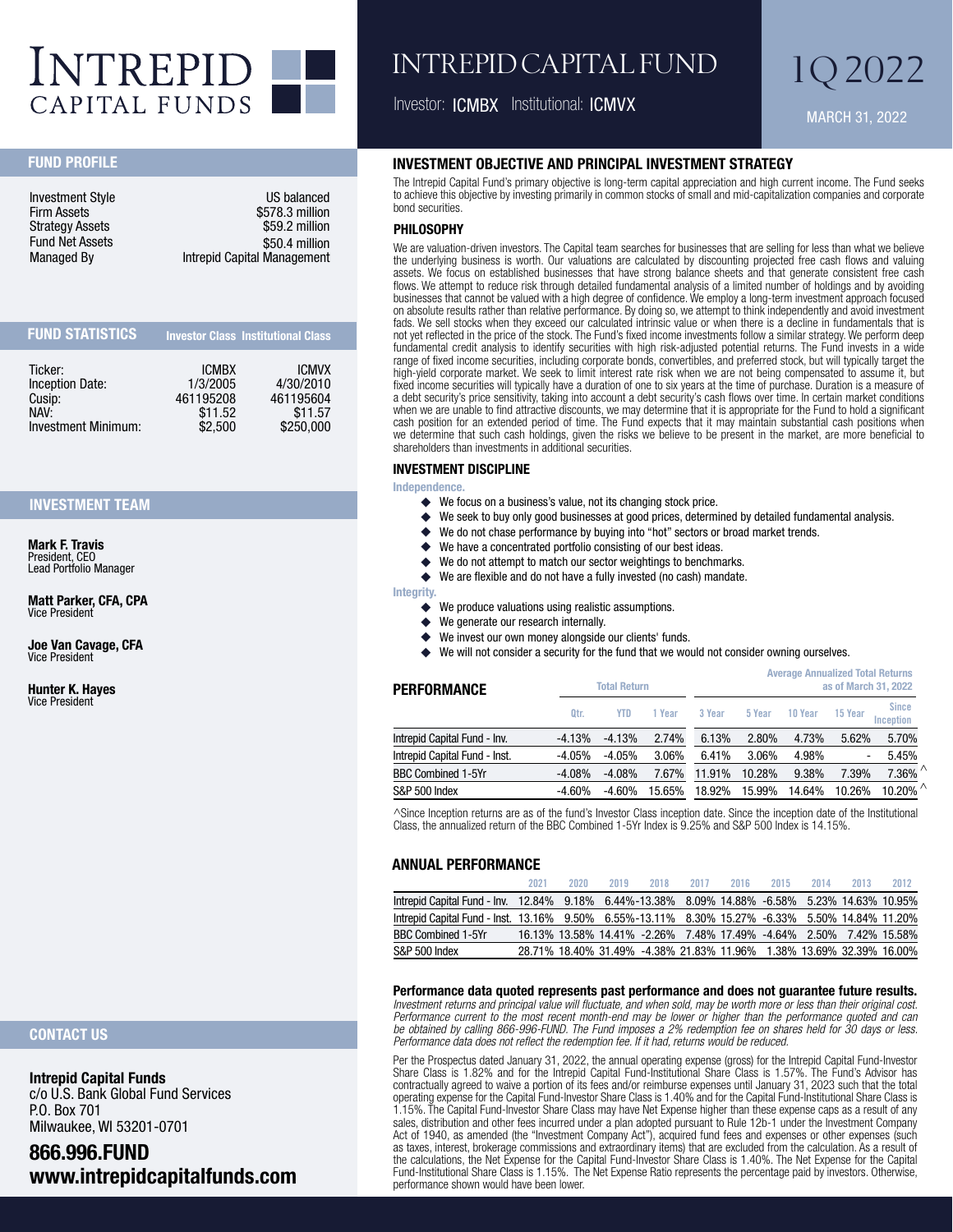# INTREPID CAPITAL FUNDS

# INTREPID CAPITAL FUND

Investor: ICMBX Institutional: ICMVX

1Q 2022

MARCH 31, 2022

## FUND PROFILE

| | |
|---|---|
| Investment Style | US balanced |
| Firm Assets | $578.3 million |
| Strategy Assets | $59.2 million |
| Fund Net Assets | $50.4 million |
| Managed By | Intrepid Capital Management |

## FUND STATISTICS

| | Investor Class | Institutional Class |
|---|---|---|
| Ticker: | ICMBX | ICMVX |
| Inception Date: | 1/3/2005 | 4/30/2010 |
| Cusip: | 461195208 | 461195604 |
| NAV: | $11.52 | $11.57 |
| Investment Minimum: | $2,500 | $250,000 |

## INVESTMENT TEAM

**Mark F. Travis**
President, CEO
Lead Portfolio Manager

**Matt Parker, CFA, CPA**
Vice President

**Joe Van Cavage, CFA**
Vice President

**Hunter K. Hayes**
Vice President

## CONTACT US

**Intrepid Capital Funds**
c/o U.S. Bank Global Fund Services
P.O. Box 701
Milwaukee, WI 53201-0701

**866.996.FUND**
**www.intrepidcapitalfunds.com**

## INVESTMENT OBJECTIVE AND PRINCIPAL INVESTMENT STRATEGY

The Intrepid Capital Fund's primary objective is long-term capital appreciation and high current income. The Fund seeks to achieve this objective by investing primarily in common stocks of small and mid-capitalization companies and corporate bond securities.

### PHILOSOPHY

We are valuation-driven investors. The Capital team searches for businesses that are selling for less than what we believe the underlying business is worth. Our valuations are calculated by discounting projected free cash flows and valuing assets. We focus on established businesses that have strong balance sheets and that generate consistent free cash flows. We attempt to reduce risk through detailed fundamental analysis of a limited number of holdings and by avoiding businesses that cannot be valued with a high degree of confidence. We employ a long-term investment approach focused on absolute results rather than relative performance. By doing so, we attempt to think independently and avoid investment fads. We sell stocks when they exceed our calculated intrinsic value or when there is a decline in fundamentals that is not yet reflected in the price of the stock. The Fund's fixed income investments follow a similar strategy. We perform deep fundamental credit analysis to identify securities with high risk-adjusted potential returns. The Fund invests in a wide range of fixed income securities, including corporate bonds, convertibles, and preferred stock, but will typically target the high-yield corporate market. We seek to limit interest rate risk when we are not being compensated to assume it, but fixed income securities will typically have a duration of one to six years at the time of purchase. Duration is a measure of a debt security's price sensitivity, taking into account a debt security's cash flows over time. In certain market conditions when we are unable to find attractive discounts, we may determine that it is appropriate for the Fund to hold a significant cash position for an extended period of time. The Fund expects that it may maintain substantial cash positions when we determine that such cash holdings, given the risks we believe to be present in the market, are more beneficial to shareholders than investments in additional securities.

### INVESTMENT DISCIPLINE

**Independence.**

- We focus on a business's value, not its changing stock price.
- We seek to buy only good businesses at good prices, determined by detailed fundamental analysis.
- We do not chase performance by buying into "hot" sectors or broad market trends.
- We have a concentrated portfolio consisting of our best ideas.
- We do not attempt to match our sector weightings to benchmarks.
- We are flexible and do not have a fully invested (no cash) mandate.

**Integrity.**

- We produce valuations using realistic assumptions.
- We generate our research internally.
- We invest our own money alongside our clients' funds.
- We will not consider a security for the fund that we would not consider owning ourselves.

## PERFORMANCE

| | Total Return | | | Average Annualized Total Returns as of March 31, 2022 | | | | |
|---|---|---|---|---|---|---|---|---|
| | Qtr. | YTD | 1 Year | 3 Year | 5 Year | 10 Year | 15 Year | Since Inception |
| Intrepid Capital Fund - Inv. | -4.13% | -4.13% | 2.74% | 6.13% | 2.80% | 4.73% | 5.62% | 5.70% |
| Intrepid Capital Fund - Inst. | -4.05% | -4.05% | 3.06% | 6.41% | 3.06% | 4.98% | - | 5.45% |
| BBC Combined 1-5Yr | -4.08% | -4.08% | 7.67% | 11.91% | 10.28% | 9.38% | 7.39% | 7.36% ^ |
| S&P 500 Index | -4.60% | -4.60% | 15.65% | 18.92% | 15.99% | 14.64% | 10.26% | 10.20% ^ |

^Since Inception returns are as of the fund's Investor Class inception date. Since the inception date of the Institutional Class, the annualized return of the BBC Combined 1-5Yr Index is 9.25% and S&P 500 Index is 14.15%.

## ANNUAL PERFORMANCE

| | 2021 | 2020 | 2019 | 2018 | 2017 | 2016 | 2015 | 2014 | 2013 | 2012 |
|---|---|---|---|---|---|---|---|---|---|---|
| Intrepid Capital Fund - Inv. | 12.84% | 9.18% | 6.44% | -13.38% | 8.09% | 14.88% | -6.58% | 5.23% | 14.63% | 10.95% |
| Intrepid Capital Fund - Inst. | 13.16% | 9.50% | 6.55% | -13.11% | 8.30% | 15.27% | -6.33% | 5.50% | 14.84% | 11.20% |
| BBC Combined 1-5Yr | 16.13% | 13.58% | 14.41% | -2.26% | 7.48% | 17.49% | -4.64% | 2.50% | 7.42% | 15.58% |
| S&P 500 Index | 28.71% | 18.40% | 31.49% | -4.38% | 21.83% | 11.96% | 1.38% | 13.69% | 32.39% | 16.00% |

**Performance data quoted represents past performance and does not guarantee future results.** *Investment returns and principal value will fluctuate, and when sold, may be worth more or less than their original cost. Performance current to the most recent month-end may be lower or higher than the performance quoted and can be obtained by calling 866-996-FUND. The Fund imposes a 2% redemption fee on shares held for 30 days or less. Performance data does not reflect the redemption fee. If it had, returns would be reduced.*

Per the Prospectus dated January 31, 2022, the annual operating expense (gross) for the Intrepid Capital Fund-Investor Share Class is 1.82% and for the Intrepid Capital Fund-Institutional Share Class is 1.57%. The Fund's Advisor has contractually agreed to waive a portion of its fees and/or reimburse expenses until January 31, 2023 such that the total operating expense for the Capital Fund-Investor Share Class is 1.40% and for the Capital Fund-Institutional Share Class is 1.15%. The Capital Fund-Investor Share Class may have Net Expense higher than these expense caps as a result of any sales, distribution and other fees incurred under a plan adopted pursuant to Rule 12b-1 under the Investment Company Act of 1940, as amended (the "Investment Company Act"), acquired fund fees and expenses or other expenses (such as taxes, interest, brokerage commissions and extraordinary items) that are excluded from the calculation. As a result of the calculations, the Net Expense for the Capital Fund-Investor Share Class is 1.40%. The Net Expense for the Capital Fund-Institutional Share Class is 1.15%. The Net Expense Ratio represents the percentage paid by investors. Otherwise, performance shown would have been lower.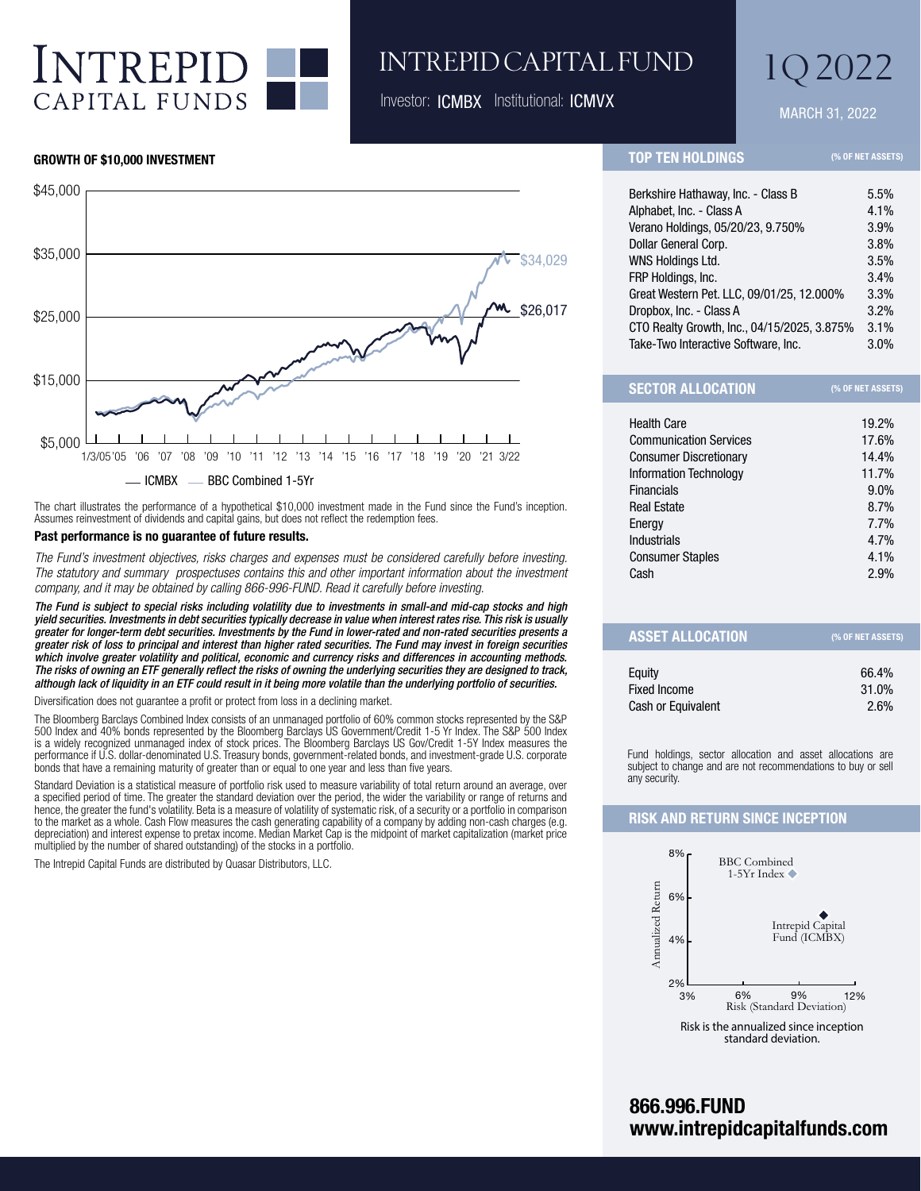# INTREPID CAPITAL FUNDS

## INTREPID CAPITAL FUND

Investor: **ICMBX** Institutional: **ICMVX**

# 1Q 2022

MARCH 31, 2022

### GROWTH OF $10,000 INVESTMENT

$45,000
$35,000
$25,000
$15,000
$5,000

1/3/05 '05 '06 '07 '08 '09 '10 '11 '12 '13 '14 '15 '16 '17 '18 '19 '20 '21 3/22

$34,029
$26,017

ICMBX — BBC Combined 1-5Yr

The chart illustrates the performance of a hypothetical $10,000 investment made in the Fund since the Fund's inception. Assumes reinvestment of dividends and capital gains, but does not reflect the redemption fees.

**Past performance is no guarantee of future results.**

*The Fund's investment objectives, risks charges and expenses must be considered carefully before investing. The statutory and summary prospectuses contains this and other important information about the investment company, and it may be obtained by calling 866-996-FUND. Read it carefully before investing.*

***The Fund is subject to special risks including volatility due to investments in small-and mid-cap stocks and high yield securities. Investments in debt securities typically decrease in value when interest rates rise. This risk is usually greater for longer-term debt securities. Investments by the Fund in lower-rated and non-rated securities presents a greater risk of loss to principal and interest than higher rated securities. The Fund may invest in foreign securities which involve greater volatility and political, economic and currency risks and differences in accounting methods. The risks of owning an ETF generally reflect the risks of owning the underlying securities they are designed to track, although lack of liquidity in an ETF could result in it being more volatile than the underlying portfolio of securities.***

Diversification does not guarantee a profit or protect from loss in a declining market.

The Bloomberg Barclays Combined Index consists of an unmanaged portfolio of 60% common stocks represented by the S&P 500 Index and 40% bonds represented by the Bloomberg Barclays US Government/Credit 1-5 Yr Index. The S&P 500 Index is a widely recognized unmanaged index of stock prices. The Bloomberg Barclays US Gov/Credit 1-5Y Index measures the performance if U.S. dollar-denominated U.S. Treasury bonds, government-related bonds, and investment-grade U.S. corporate bonds that have a remaining maturity of greater than or equal to one year and less than five years.

Standard Deviation is a statistical measure of portfolio risk used to measure variability of total return around an average, over a specified period of time. The greater the standard deviation over the period, the wider the variability or range of returns and hence, the greater the fund's volatility. Beta is a measure of volatility of systematic risk, of a security or a portfolio in comparison to the market as a whole. Cash Flow measures the cash generating capability of a company by adding non-cash charges (e.g. depreciation) and interest expense to pretax income. Median Market Cap is the midpoint of market capitalization (market price multiplied by the number of shared outstanding) of the stocks in a portfolio.

The Intrepid Capital Funds are distributed by Quasar Distributors, LLC.

### TOP TEN HOLDINGS (% OF NET ASSETS)

| | |
|---|---|
| Berkshire Hathaway, Inc. - Class B | 5.5% |
| Alphabet, Inc. - Class A | 4.1% |
| Verano Holdings, 05/20/23, 9.750% | 3.9% |
| Dollar General Corp. | 3.8% |
| WNS Holdings Ltd. | 3.5% |
| FRP Holdings, Inc. | 3.4% |
| Great Western Pet. LLC, 09/01/25, 12.000% | 3.3% |
| Dropbox, Inc. - Class A | 3.2% |
| CTO Realty Growth, Inc., 04/15/2025, 3.875% | 3.1% |
| Take-Two Interactive Software, Inc. | 3.0% |

### SECTOR ALLOCATION (% OF NET ASSETS)

| | |
|---|---|
| Health Care | 19.2% |
| Communication Services | 17.6% |
| Consumer Discretionary | 14.4% |
| Information Technology | 11.7% |
| Financials | 9.0% |
| Real Estate | 8.7% |
| Energy | 7.7% |
| Industrials | 4.7% |
| Consumer Staples | 4.1% |
| Cash | 2.9% |

### ASSET ALLOCATION (% OF NET ASSETS)

| | |
|---|---|
| Equity | 66.4% |
| Fixed Income | 31.0% |
| Cash or Equivalent | 2.6% |

Fund holdings, sector allocation and asset allocations are subject to change and are not recommendations to buy or sell any security.

### RISK AND RETURN SINCE INCEPTION

Annualized Return
8%
6%
4%
2%

BBC Combined 1-5Yr Index
Intrepid Capital Fund (ICMBX)

3% 6% 9% 12%
Risk (Standard Deviation)

Risk is the annualized since inception standard deviation.

**866.996.FUND**
**www.intrepidcapitalfunds.com**